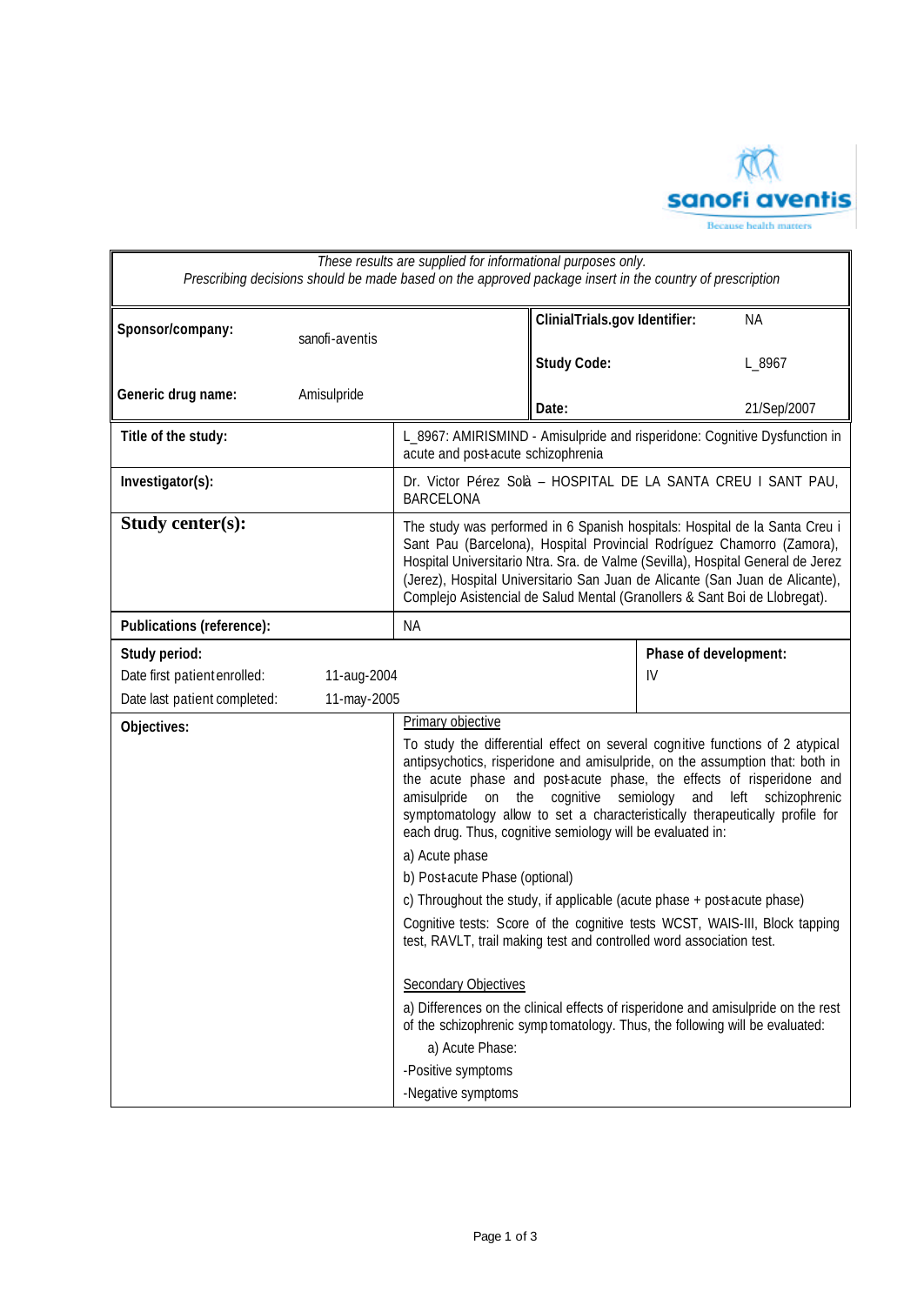*These results are supplied for informational purposes only.*
*Prescribing decisions should be made based on the approved package insert in the country of prescription*

| | | | |
|---|---|---|---|
| **Sponsor/company:** | sanofi-aventis | **ClinialTrials.gov Identifier:** | NA |
| | | **Study Code:** | L_8967 |
| **Generic drug name:** | Amisulpride | **Date:** | 21/Sep/2007 |

| | |
|---|---|
| **Title of the study:** | L_8967: AMIRISMIND - Amisulpride and risperidone: Cognitive Dysfunction in acute and post-acute schizophrenia |
| **Investigator(s):** | Dr. Victor Pérez Solà – HOSPITAL DE LA SANTA CREU I SANT PAU, BARCELONA |
| **Study center(s):** | The study was performed in 6 Spanish hospitals: Hospital de la Santa Creu i Sant Pau (Barcelona), Hospital Provincial Rodríguez Chamorro (Zamora), Hospital Universitario Ntra. Sra. de Valme (Sevilla), Hospital General de Jerez (Jerez), Hospital Universitario San Juan de Alicante (San Juan de Alicante), Complejo Asistencial de Salud Mental (Granollers & Sant Boi de Llobregat). |
| **Publications (reference):** | NA |

| | | |
|---|---|---|
| **Study period:** | | **Phase of development:** |
| Date first patient enrolled: | 11-aug-2004 | IV |
| Date last patient completed: | 11-may-2005 | |

**Objectives:**

Primary objective

To study the differential effect on several cognitive functions of 2 atypical antipsychotics, risperidone and amisulpride, on the assumption that: both in the acute phase and post-acute phase, the effects of risperidone and amisulpride on the cognitive semiology and left schizophrenic symptomatology allow to set a characteristically therapeutically profile for each drug. Thus, cognitive semiology will be evaluated in:

a) Acute phase

b) Post-acute Phase (optional)

c) Throughout the study, if applicable (acute phase + post-acute phase)

Cognitive tests: Score of the cognitive tests WCST, WAIS-III, Block tapping test, RAVLT, trail making test and controlled word association test.

Secondary Objectives

a) Differences on the clinical effects of risperidone and amisulpride on the rest of the schizophrenic symptomatology. Thus, the following will be evaluated:

a) Acute Phase:

-Positive symptoms

-Negative symptoms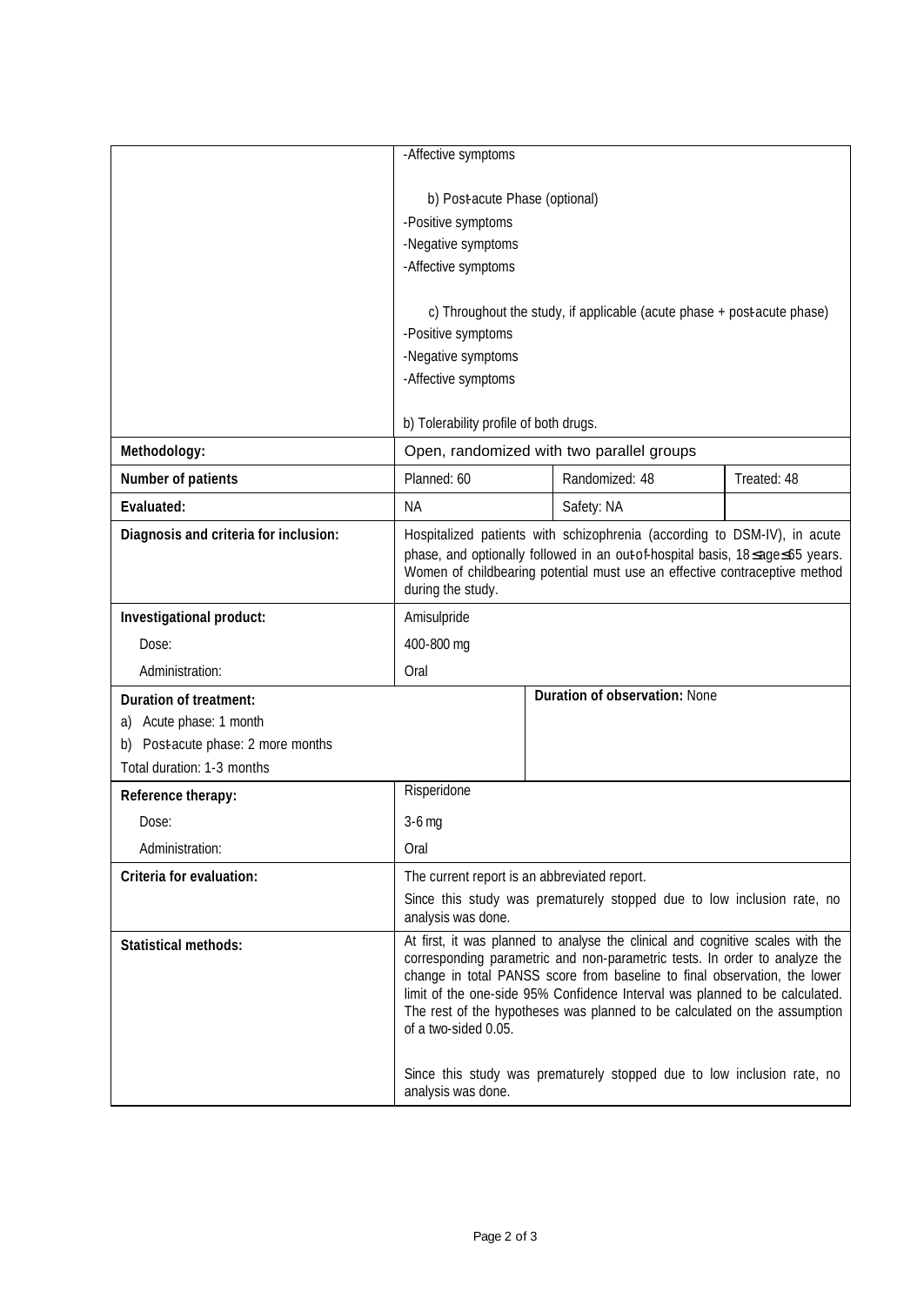| | | | |
|---|---|---|---|
| | -Affective symptoms<br><br>b) Post-acute Phase (optional)<br>-Positive symptoms<br>-Negative symptoms<br>-Affective symptoms<br><br>c) Throughout the study, if applicable (acute phase + post-acute phase)<br>-Positive symptoms<br>-Negative symptoms<br>-Affective symptoms<br><br>b) Tolerability profile of both drugs. | | |
| **Methodology:** | Open, randomized with two parallel groups | | |
| **Number of patients** | Planned: 60 | Randomized: 48 | Treated: 48 |
| **Evaluated:** | NA | Safety: NA | |
| **Diagnosis and criteria for inclusion:** | Hospitalized patients with schizophrenia (according to DSM-IV), in acute phase, and optionally followed in an out-of-hospital basis, 18≤age≤65 years. Women of childbearing potential must use an effective contraceptive method during the study. | | |
| **Investigational product:** | Amisulpride | | |
| Dose: | 400-800 mg | | |
| Administration: | Oral | | |
| **Duration of treatment:**<br>a) Acute phase: 1 month<br>b) Post-acute phase: 2 more months<br>Total duration: 1-3 months | | **Duration of observation:** None | |
| **Reference therapy:** | Risperidone | | |
| Dose: | 3-6 mg | | |
| Administration: | Oral | | |
| **Criteria for evaluation:** | The current report is an abbreviated report.<br>Since this study was prematurely stopped due to low inclusion rate, no analysis was done. | | |
| **Statistical methods:** | At first, it was planned to analyse the clinical and cognitive scales with the corresponding parametric and non-parametric tests. In order to analyze the change in total PANSS score from baseline to final observation, the lower limit of the one-side 95% Confidence Interval was planned to be calculated. The rest of the hypotheses was planned to be calculated on the assumption of a two-sided 0.05.<br><br>Since this study was prematurely stopped due to low inclusion rate, no analysis was done. | | |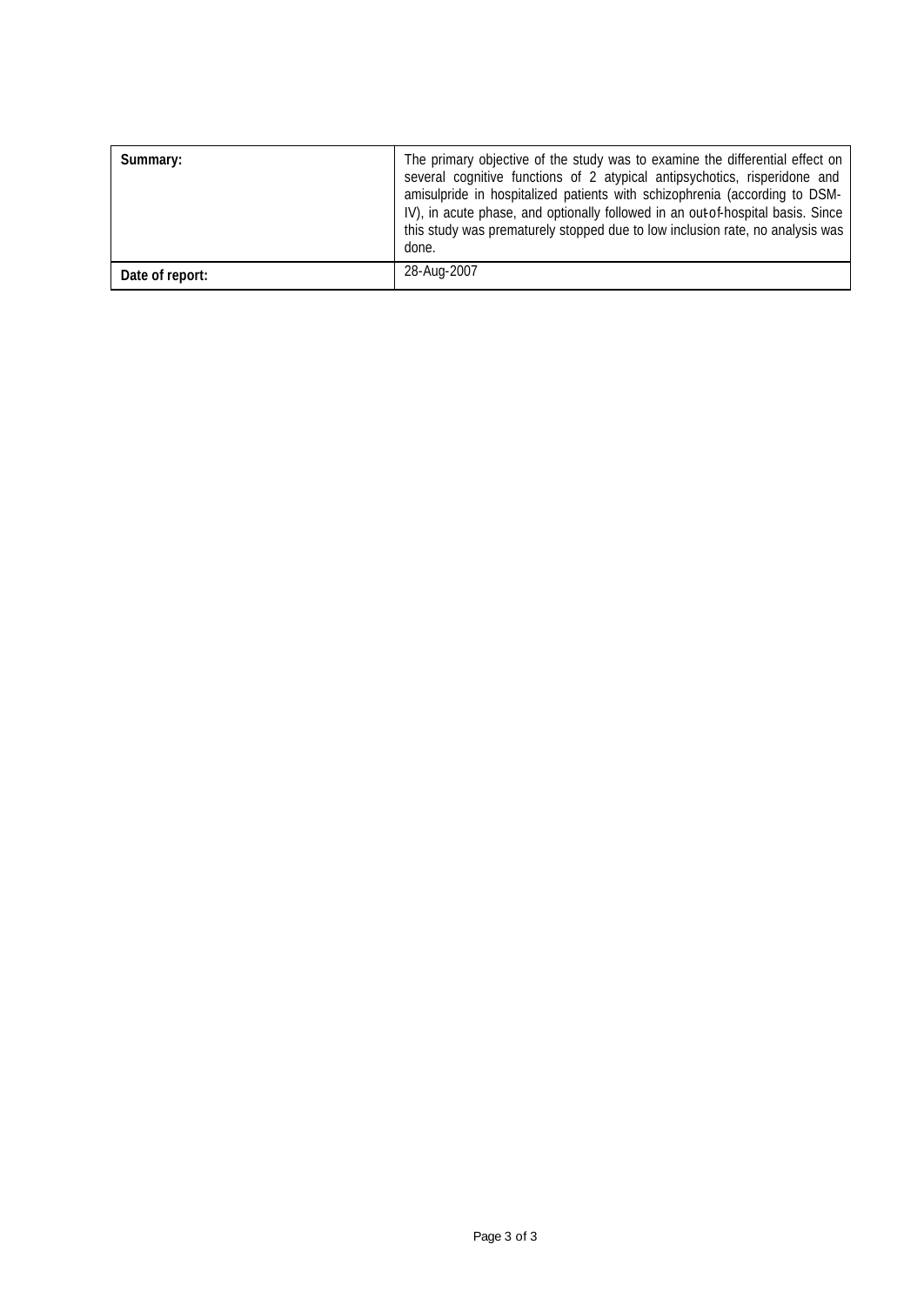| | |
|---|---|
| **Summary:** | The primary objective of the study was to examine the differential effect on several cognitive functions of 2 atypical antipsychotics, risperidone and amisulpride in hospitalized patients with schizophrenia (according to DSM-IV), in acute phase, and optionally followed in an out-of-hospital basis. Since this study was prematurely stopped due to low inclusion rate, no analysis was done. |
| **Date of report:** | 28-Aug-2007 |